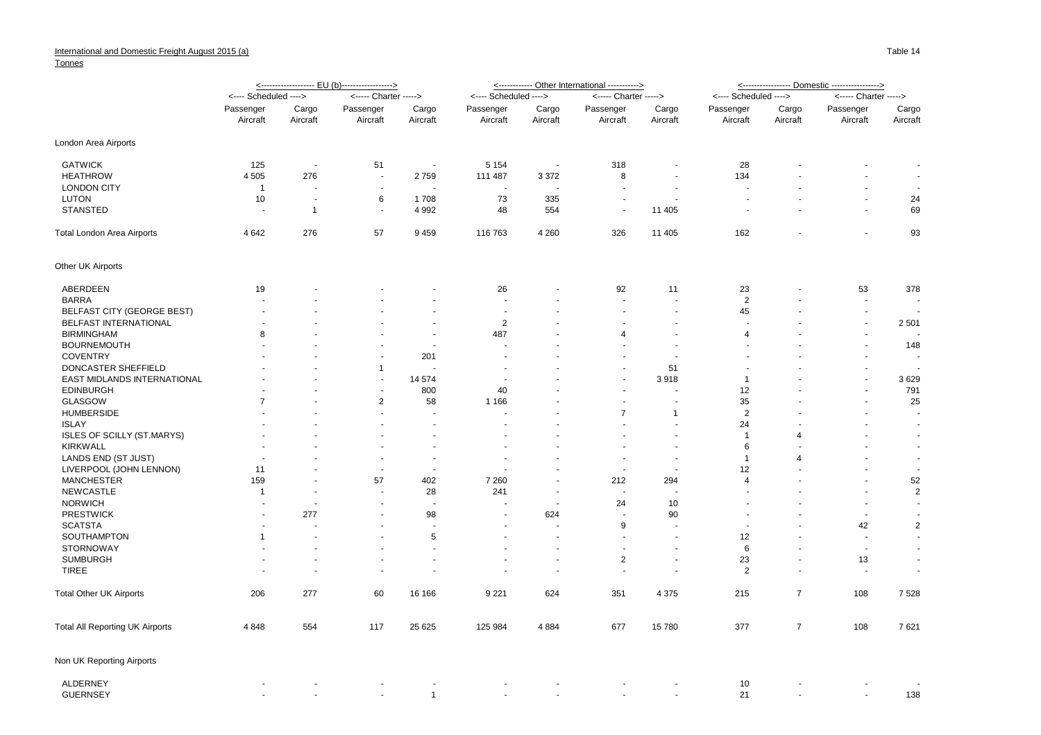International and Domestic Freight August 2015 (a)

Tonnes

Table 14

| | EU (b) | | | | Other International | | | | Domestic | | | |
|---|---|---|---|---|---|---|---|---|---|---|---|---|
| | Scheduled | | Charter | | Scheduled | | Charter | | Scheduled | | Charter | |
| | Passenger Aircraft | Cargo Aircraft | Passenger Aircraft | Cargo Aircraft | Passenger Aircraft | Cargo Aircraft | Passenger Aircraft | Cargo Aircraft | Passenger Aircraft | Cargo Aircraft | Passenger Aircraft | Cargo Aircraft |
| **London Area Airports** | | | | | | | | | | | | |
| GATWICK | 125 | - | 51 | - | 5 154 | - | 318 | - | 28 | - | - | - |
| HEATHROW | 4 505 | 276 | - | 2 759 | 111 487 | 3 372 | 8 | - | 134 | - | - | - |
| LONDON CITY | 1 | - | - | - | - | - | - | - | - | - | - | - |
| LUTON | 10 | - | 6 | 1 708 | 73 | 335 | - | - | - | - | - | 24 |
| STANSTED | - | 1 | - | 4 992 | 48 | 554 | - | 11 405 | - | - | - | 69 |
| Total London Area Airports | 4 642 | 276 | 57 | 9 459 | 116 763 | 4 260 | 326 | 11 405 | 162 | - | - | 93 |
| **Other UK Airports** | | | | | | | | | | | | |
| ABERDEEN | 19 | - | - | - | 26 | - | 92 | 11 | 23 | - | 53 | 378 |
| BARRA | - | - | - | - | - | - | - | - | 2 | - | - | - |
| BELFAST CITY (GEORGE BEST) | - | - | - | - | - | - | - | - | 45 | - | - | - |
| BELFAST INTERNATIONAL | - | - | - | - | 2 | - | - | - | - | - | - | 2 501 |
| BIRMINGHAM | 8 | - | - | - | 487 | - | 4 | - | 4 | - | - | - |
| BOURNEMOUTH | - | - | - | - | - | - | - | - | - | - | - | 148 |
| COVENTRY | - | - | - | 201 | - | - | - | - | - | - | - | - |
| DONCASTER SHEFFIELD | - | - | 1 | - | - | - | - | 51 | - | - | - | - |
| EAST MIDLANDS INTERNATIONAL | - | - | - | 14 574 | - | - | - | 3 918 | 1 | - | - | 3 629 |
| EDINBURGH | - | - | - | 800 | 40 | - | - | - | 12 | - | - | 791 |
| GLASGOW | 7 | - | 2 | 58 | 1 166 | - | - | - | 35 | - | - | 25 |
| HUMBERSIDE | - | - | - | - | - | - | 7 | 1 | 2 | - | - | - |
| ISLAY | - | - | - | - | - | - | - | - | 24 | - | - | - |
| ISLES OF SCILLY (ST.MARYS) | - | - | - | - | - | - | - | - | 1 | 4 | - | - |
| KIRKWALL | - | - | - | - | - | - | - | - | 6 | - | - | - |
| LANDS END (ST JUST) | - | - | - | - | - | - | - | - | 1 | 4 | - | - |
| LIVERPOOL (JOHN LENNON) | 11 | - | - | - | - | - | - | - | 12 | - | - | - |
| MANCHESTER | 159 | - | 57 | 402 | 7 260 | - | 212 | 294 | 4 | - | - | 52 |
| NEWCASTLE | 1 | - | - | 28 | 241 | - | - | - | - | - | - | 2 |
| NORWICH | - | - | - | - | - | - | 24 | 10 | - | - | - | - |
| PRESTWICK | - | 277 | - | 98 | - | 624 | - | 90 | - | - | - | - |
| SCATSTA | - | - | - | - | - | - | 9 | - | - | - | 42 | 2 |
| SOUTHAMPTON | 1 | - | - | 5 | - | - | - | - | 12 | - | - | - |
| STORNOWAY | - | - | - | - | - | - | - | - | 6 | - | - | - |
| SUMBURGH | - | - | - | - | - | - | 2 | - | 23 | - | 13 | - |
| TIREE | - | - | - | - | - | - | - | - | 2 | - | - | - |
| Total Other UK Airports | 206 | 277 | 60 | 16 166 | 9 221 | 624 | 351 | 4 375 | 215 | 7 | 108 | 7 528 |
| Total All Reporting UK Airports | 4 848 | 554 | 117 | 25 625 | 125 984 | 4 884 | 677 | 15 780 | 377 | 7 | 108 | 7 621 |
| **Non UK Reporting Airports** | | | | | | | | | | | | |
| ALDERNEY | - | - | - | - | - | - | - | - | 10 | - | - | - |
| GUERNSEY | - | - | - | 1 | - | - | - | - | 21 | - | - | 138 |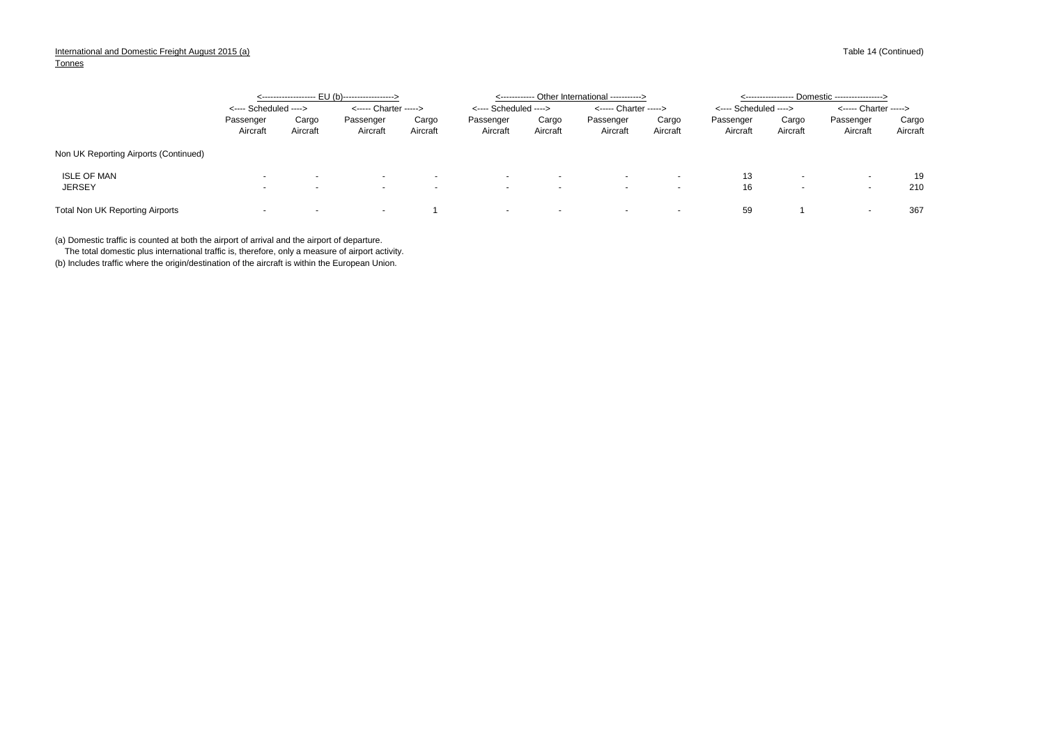International and Domestic Freight August 2015 (a)
Tonnes

Table 14 (Continued)

| | EU (b) | | | | Other International | | | | Domestic | | | |
|---|---|---|---|---|---|---|---|---|---|---|---|---|
| | Scheduled | | Charter | | Scheduled | | Charter | | Scheduled | | Charter | |
| | Passenger Aircraft | Cargo Aircraft | Passenger Aircraft | Cargo Aircraft | Passenger Aircraft | Cargo Aircraft | Passenger Aircraft | Cargo Aircraft | Passenger Aircraft | Cargo Aircraft | Passenger Aircraft | Cargo Aircraft |
| Non UK Reporting Airports (Continued) | | | | | | | | | | | | |
| ISLE OF MAN | - | - | - | - | - | - | - | - | 13 | - | - | 19 |
| JERSEY | - | - | - | - | - | - | - | - | 16 | - | - | 210 |
| Total Non UK Reporting Airports | - | - | - | 1 | - | - | - | - | 59 | 1 | - | 367 |

(a) Domestic traffic is counted at both the airport of arrival and the airport of departure.
The total domestic plus international traffic is, therefore, only a measure of airport activity.

(b) Includes traffic where the origin/destination of the aircraft is within the European Union.